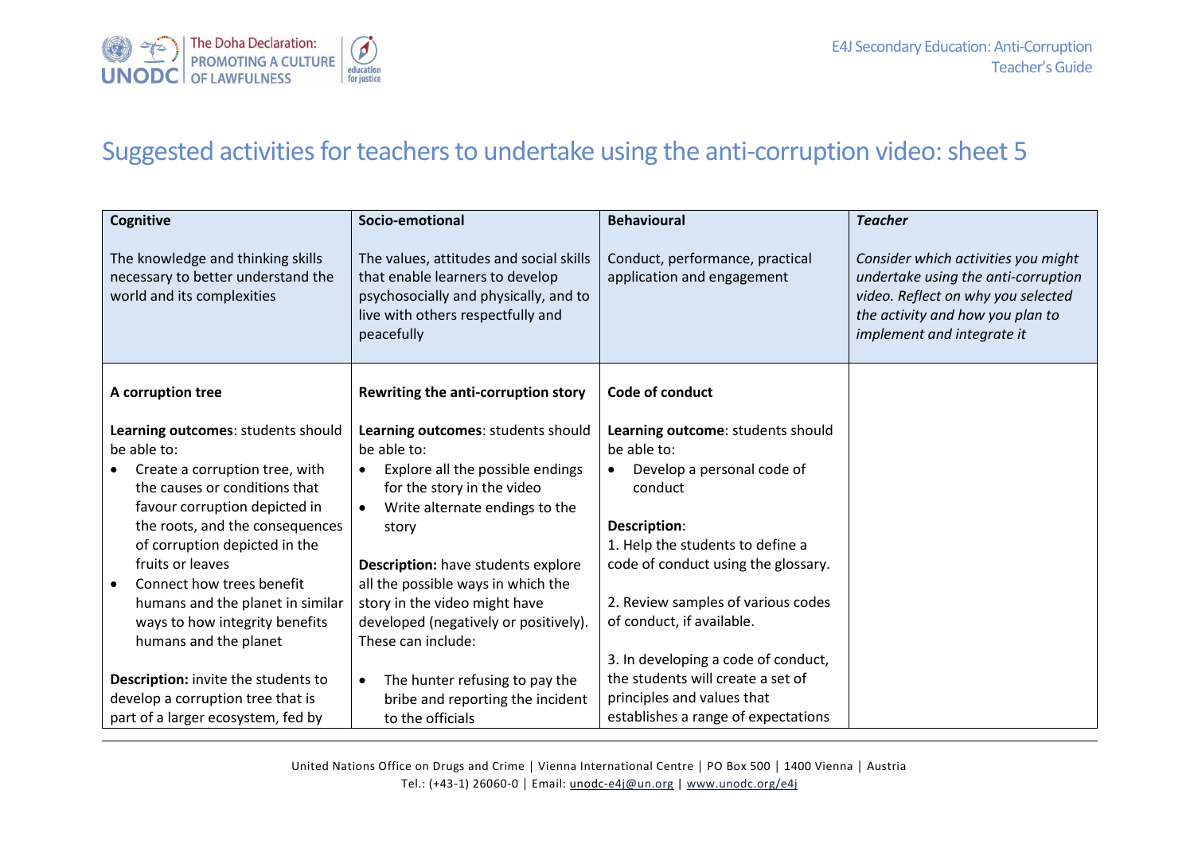# Suggested activities for teachers to undertake using the anti-corruption video: sheet 5

| **Cognitive**<br><br>The knowledge and thinking skills necessary to better understand the world and its complexities | **Socio-emotional**<br><br>The values, attitudes and social skills that enable learners to develop psychosocially and physically, and to live with others respectfully and peacefully | **Behavioural**<br><br>Conduct, performance, practical application and engagement | ***Teacher***<br><br>*Consider which activities you might undertake using the anti-corruption video. Reflect on why you selected the activity and how you plan to implement and integrate it* |
|---|---|---|---|
| **A corruption tree**<br><br>**Learning outcomes**: students should be able to:<br>• Create a corruption tree, with the causes or conditions that favour corruption depicted in the roots, and the consequences of corruption depicted in the fruits or leaves<br>• Connect how trees benefit humans and the planet in similar ways to how integrity benefits humans and the planet<br><br>**Description:** invite the students to develop a corruption tree that is part of a larger ecosystem, fed by | **Rewriting the anti-corruption story**<br><br>**Learning outcomes**: students should be able to:<br>• Explore all the possible endings for the story in the video<br>• Write alternate endings to the story<br><br>**Description:** have students explore all the possible ways in which the story in the video might have developed (negatively or positively). These can include:<br><br>• The hunter refusing to pay the bribe and reporting the incident to the officials | **Code of conduct**<br><br>**Learning outcome**: students should be able to:<br>• Develop a personal code of conduct<br><br>**Description**:<br>1. Help the students to define a code of conduct using the glossary.<br><br>2. Review samples of various codes of conduct, if available.<br><br>3. In developing a code of conduct, the students will create a set of principles and values that establishes a range of expectations | |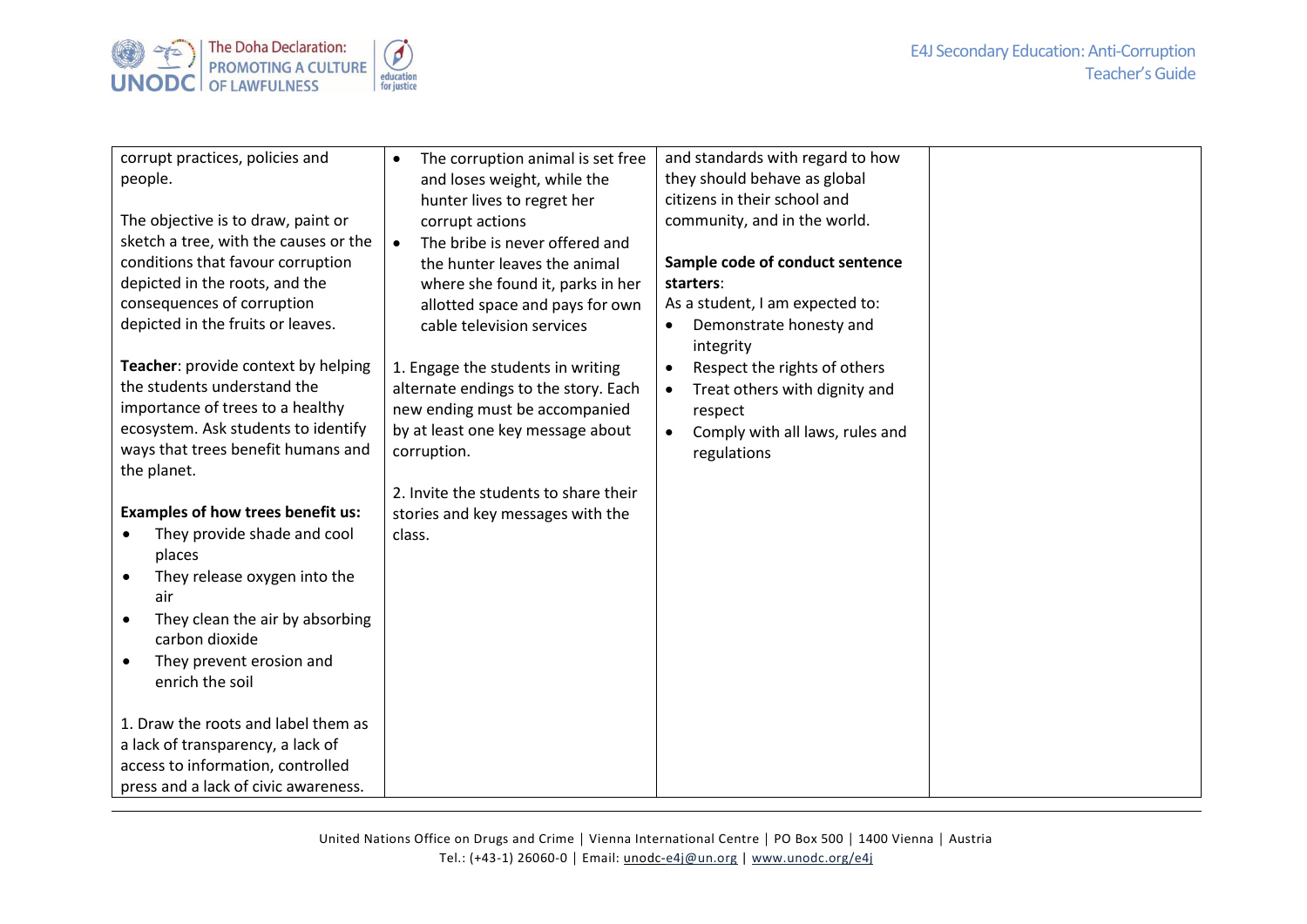| | | | |
|---|---|---|---|
| corrupt practices, policies and people.<br><br>The objective is to draw, paint or sketch a tree, with the causes or the conditions that favour corruption depicted in the roots, and the consequences of corruption depicted in the fruits or leaves.<br><br>**Teacher**: provide context by helping the students understand the importance of trees to a healthy ecosystem. Ask students to identify ways that trees benefit humans and the planet.<br><br>**Examples of how trees benefit us:**<br>• They provide shade and cool places<br>• They release oxygen into the air<br>• They clean the air by absorbing carbon dioxide<br>• They prevent erosion and enrich the soil<br><br>1. Draw the roots and label them as a lack of transparency, a lack of access to information, controlled press and a lack of civic awareness. | • The corruption animal is set free and loses weight, while the hunter lives to regret her corrupt actions<br>• The bribe is never offered and the hunter leaves the animal where she found it, parks in her allotted space and pays for own cable television services<br><br>1. Engage the students in writing alternate endings to the story. Each new ending must be accompanied by at least one key message about corruption.<br><br>2. Invite the students to share their stories and key messages with the class. | and standards with regard to how they should behave as global citizens in their school and community, and in the world.<br><br>**Sample code of conduct sentence starters**:<br>As a student, I am expected to:<br>• Demonstrate honesty and integrity<br>• Respect the rights of others<br>• Treat others with dignity and respect<br>• Comply with all laws, rules and regulations | |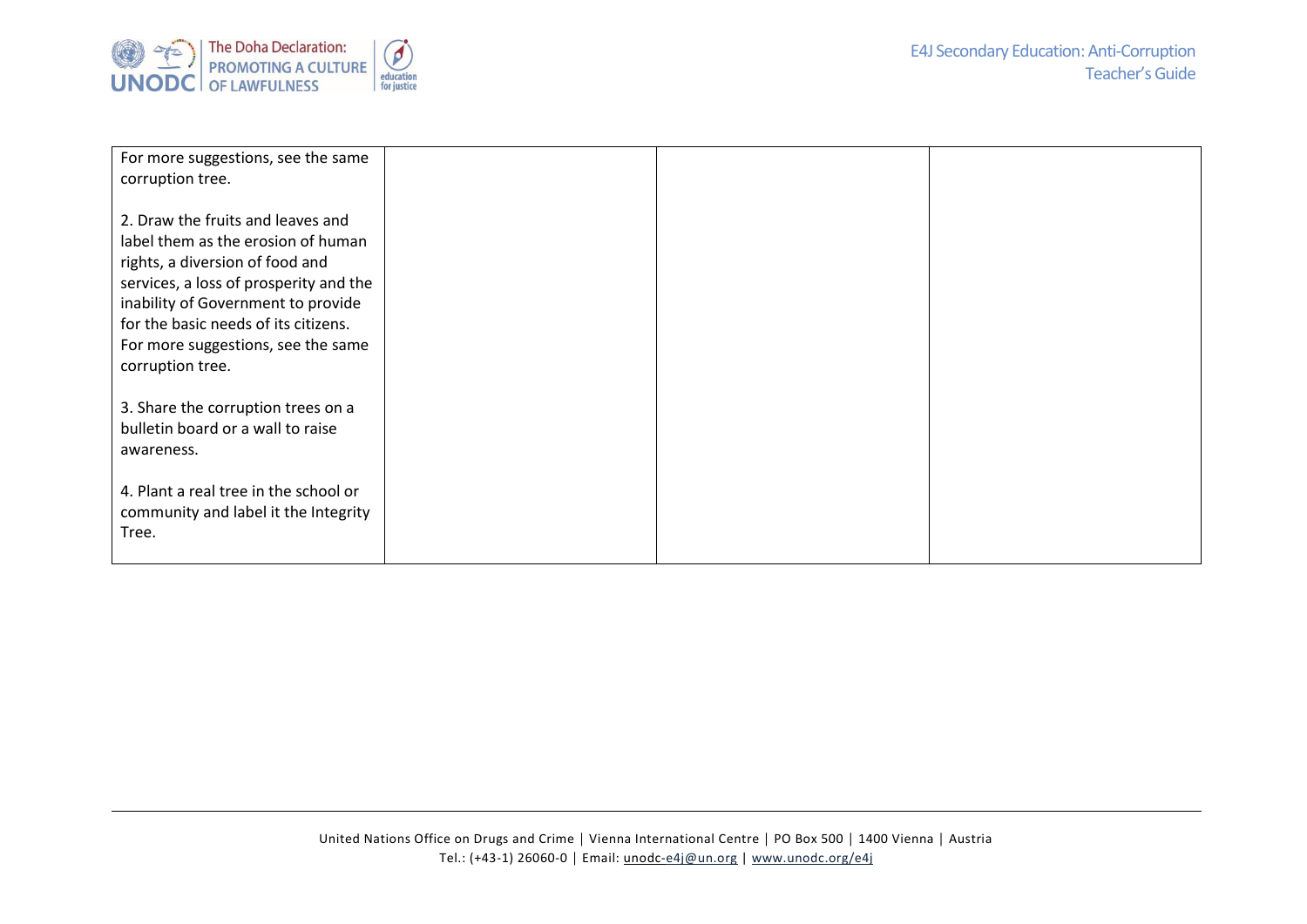| | | | |
|---|---|---|---|
| For more suggestions, see the same corruption tree.<br><br>2. Draw the fruits and leaves and label them as the erosion of human rights, a diversion of food and services, a loss of prosperity and the inability of Government to provide for the basic needs of its citizens. For more suggestions, see the same corruption tree.<br><br>3. Share the corruption trees on a bulletin board or a wall to raise awareness.<br><br>4. Plant a real tree in the school or community and label it the Integrity Tree. | | | |